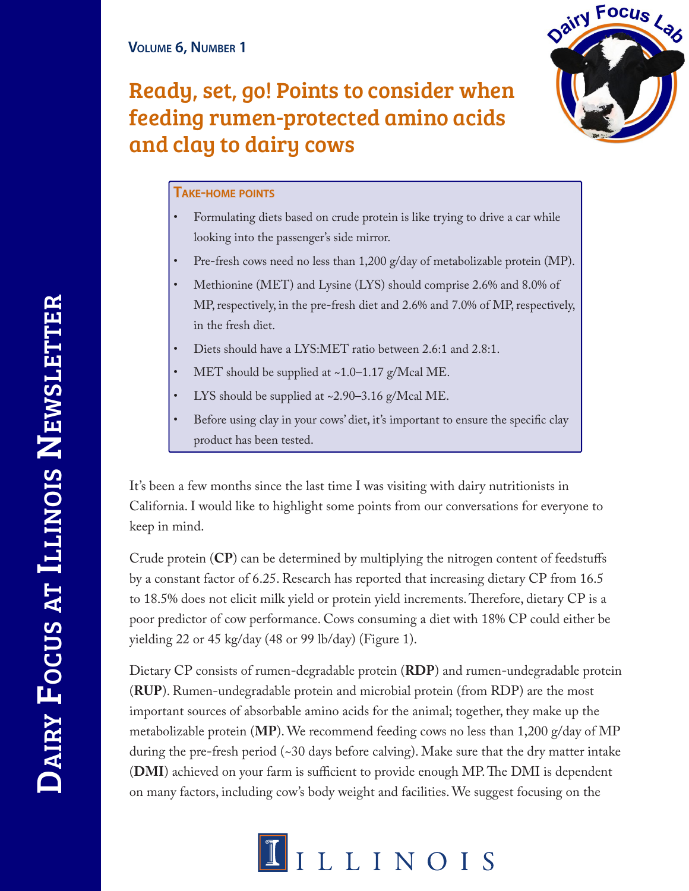Volume 6, Number 1

# Ready, set, go! Points to consider when feeding rumen-protected amino acids and clay to dairy cows

**Take-home points**

- Formulating diets based on crude protein is like trying to drive a car while looking into the passenger's side mirror.
- Pre-fresh cows need no less than 1,200 g/day of metabolizable protein (MP).
- Methionine (MET) and Lysine (LYS) should comprise 2.6% and 8.0% of MP, respectively, in the pre-fresh diet and 2.6% and 7.0% of MP, respectively, in the fresh diet.
- Diets should have a LYS:MET ratio between 2.6:1 and 2.8:1.
- MET should be supplied at ~1.0–1.17 g/Mcal ME.
- LYS should be supplied at ~2.90–3.16 g/Mcal ME.
- Before using clay in your cows' diet, it's important to ensure the specific clay product has been tested.

It's been a few months since the last time I was visiting with dairy nutritionists in California. I would like to highlight some points from our conversations for everyone to keep in mind.

Crude protein (**CP**) can be determined by multiplying the nitrogen content of feedstuffs by a constant factor of 6.25. Research has reported that increasing dietary CP from 16.5 to 18.5% does not elicit milk yield or protein yield increments. Therefore, dietary CP is a poor predictor of cow performance. Cows consuming a diet with 18% CP could either be yielding 22 or 45 kg/day (48 or 99 lb/day) (Figure 1).

Dietary CP consists of rumen-degradable protein (**RDP**) and rumen-undegradable protein (**RUP**). Rumen-undegradable protein and microbial protein (from RDP) are the most important sources of absorbable amino acids for the animal; together, they make up the metabolizable protein (**MP**). We recommend feeding cows no less than 1,200 g/day of MP during the pre-fresh period (~30 days before calving). Make sure that the dry matter intake (**DMI**) achieved on your farm is sufficient to provide enough MP. The DMI is dependent on many factors, including cow's body weight and facilities. We suggest focusing on the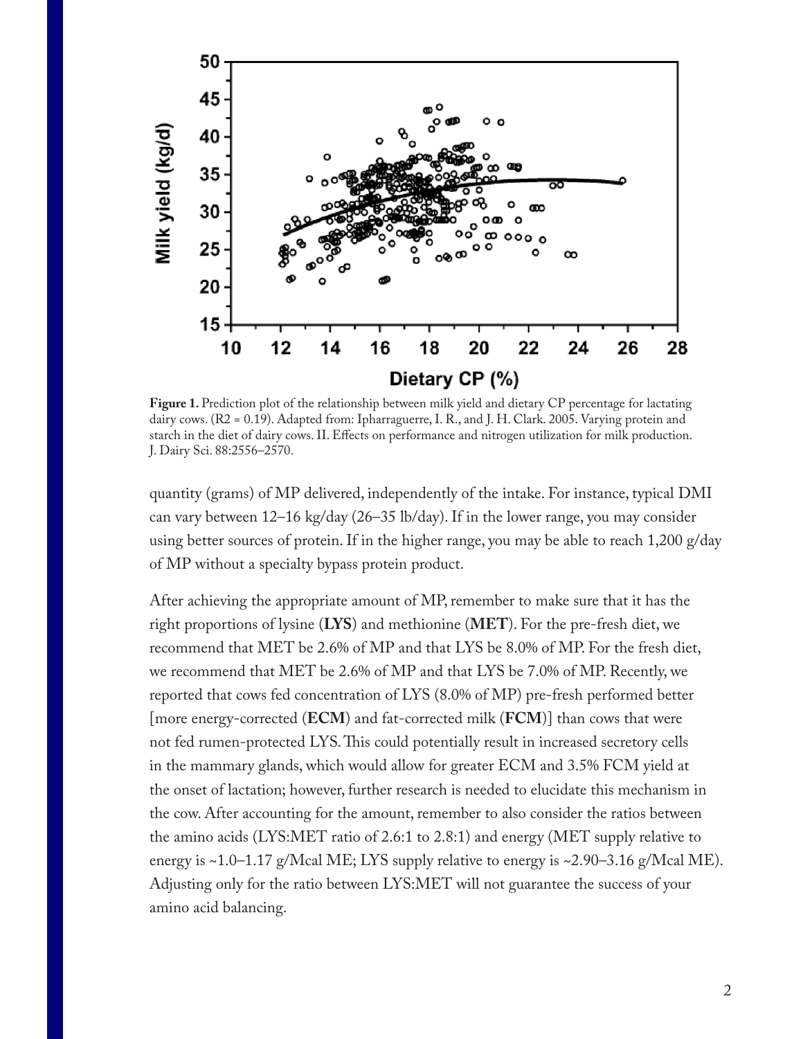50
45
40
35
30
25
20
15
10
12
14
16
18
20
22
24
26
28
Milk yield (kg/d)
Dietary CP (%)

**Figure 1.** Prediction plot of the relationship between milk yield and dietary CP percentage for lactating dairy cows. (R2 = 0.19). Adapted from: Ipharraguerre, I. R., and J. H. Clark. 2005. Varying protein and starch in the diet of dairy cows. II. Effects on performance and nitrogen utilization for milk production. J. Dairy Sci. 88:2556–2570.

quantity (grams) of MP delivered, independently of the intake. For instance, typical DMI can vary between 12–16 kg/day (26–35 lb/day). If in the lower range, you may consider using better sources of protein. If in the higher range, you may be able to reach 1,200 g/day of MP without a specialty bypass protein product.

After achieving the appropriate amount of MP, remember to make sure that it has the right proportions of lysine (**LYS**) and methionine (**MET**). For the pre-fresh diet, we recommend that MET be 2.6% of MP and that LYS be 8.0% of MP. For the fresh diet, we recommend that MET be 2.6% of MP and that LYS be 7.0% of MP. Recently, we reported that cows fed concentration of LYS (8.0% of MP) pre-fresh performed better [more energy-corrected (**ECM**) and fat-corrected milk (**FCM**)] than cows that were not fed rumen-protected LYS. This could potentially result in increased secretory cells in the mammary glands, which would allow for greater ECM and 3.5% FCM yield at the onset of lactation; however, further research is needed to elucidate this mechanism in the cow. After accounting for the amount, remember to also consider the ratios between the amino acids (LYS:MET ratio of 2.6:1 to 2.8:1) and energy (MET supply relative to energy is ~1.0–1.17 g/Mcal ME; LYS supply relative to energy is ~2.90–3.16 g/Mcal ME). Adjusting only for the ratio between LYS:MET will not guarantee the success of your amino acid balancing.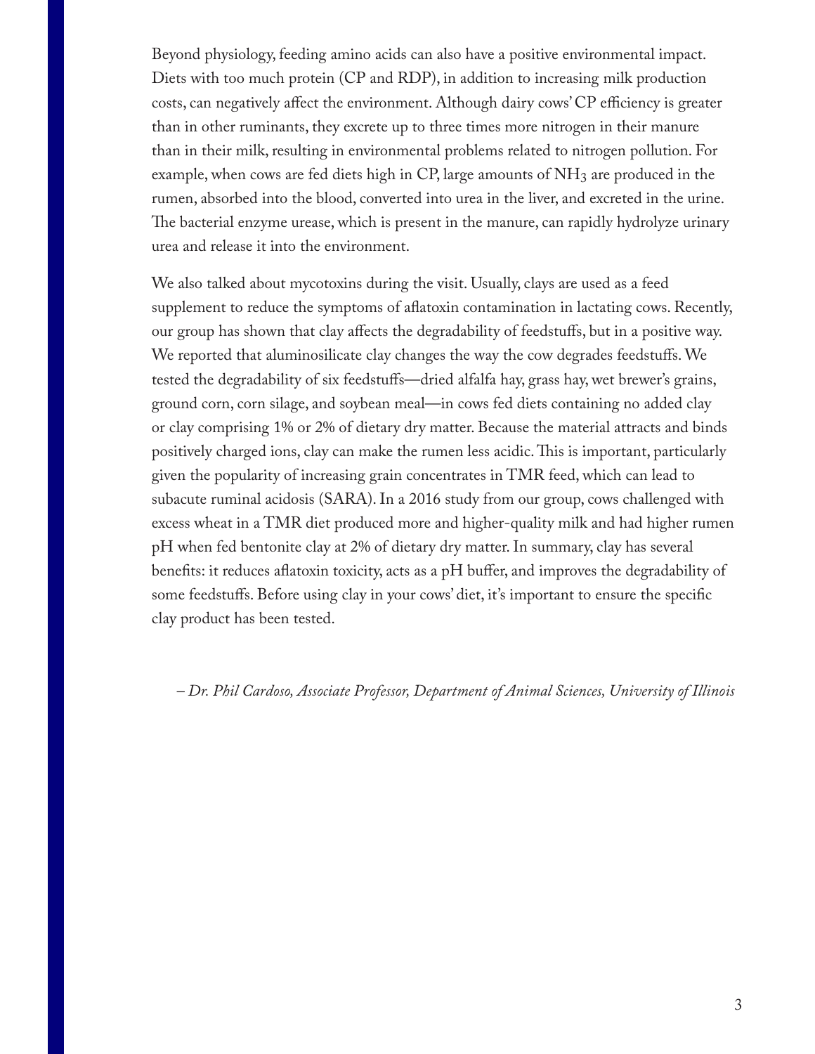Beyond physiology, feeding amino acids can also have a positive environmental impact. Diets with too much protein (CP and RDP), in addition to increasing milk production costs, can negatively affect the environment. Although dairy cows' CP efficiency is greater than in other ruminants, they excrete up to three times more nitrogen in their manure than in their milk, resulting in environmental problems related to nitrogen pollution. For example, when cows are fed diets high in CP, large amounts of $NH_3$ are produced in the rumen, absorbed into the blood, converted into urea in the liver, and excreted in the urine. The bacterial enzyme urease, which is present in the manure, can rapidly hydrolyze urinary urea and release it into the environment.

We also talked about mycotoxins during the visit. Usually, clays are used as a feed supplement to reduce the symptoms of aflatoxin contamination in lactating cows. Recently, our group has shown that clay affects the degradability of feedstuffs, but in a positive way. We reported that aluminosilicate clay changes the way the cow degrades feedstuffs. We tested the degradability of six feedstuffs—dried alfalfa hay, grass hay, wet brewer's grains, ground corn, corn silage, and soybean meal—in cows fed diets containing no added clay or clay comprising 1% or 2% of dietary dry matter. Because the material attracts and binds positively charged ions, clay can make the rumen less acidic. This is important, particularly given the popularity of increasing grain concentrates in TMR feed, which can lead to subacute ruminal acidosis (SARA). In a 2016 study from our group, cows challenged with excess wheat in a TMR diet produced more and higher-quality milk and had higher rumen pH when fed bentonite clay at 2% of dietary dry matter. In summary, clay has several benefits: it reduces aflatoxin toxicity, acts as a pH buffer, and improves the degradability of some feedstuffs. Before using clay in your cows' diet, it's important to ensure the specific clay product has been tested.

*– Dr. Phil Cardoso, Associate Professor, Department of Animal Sciences, University of Illinois*